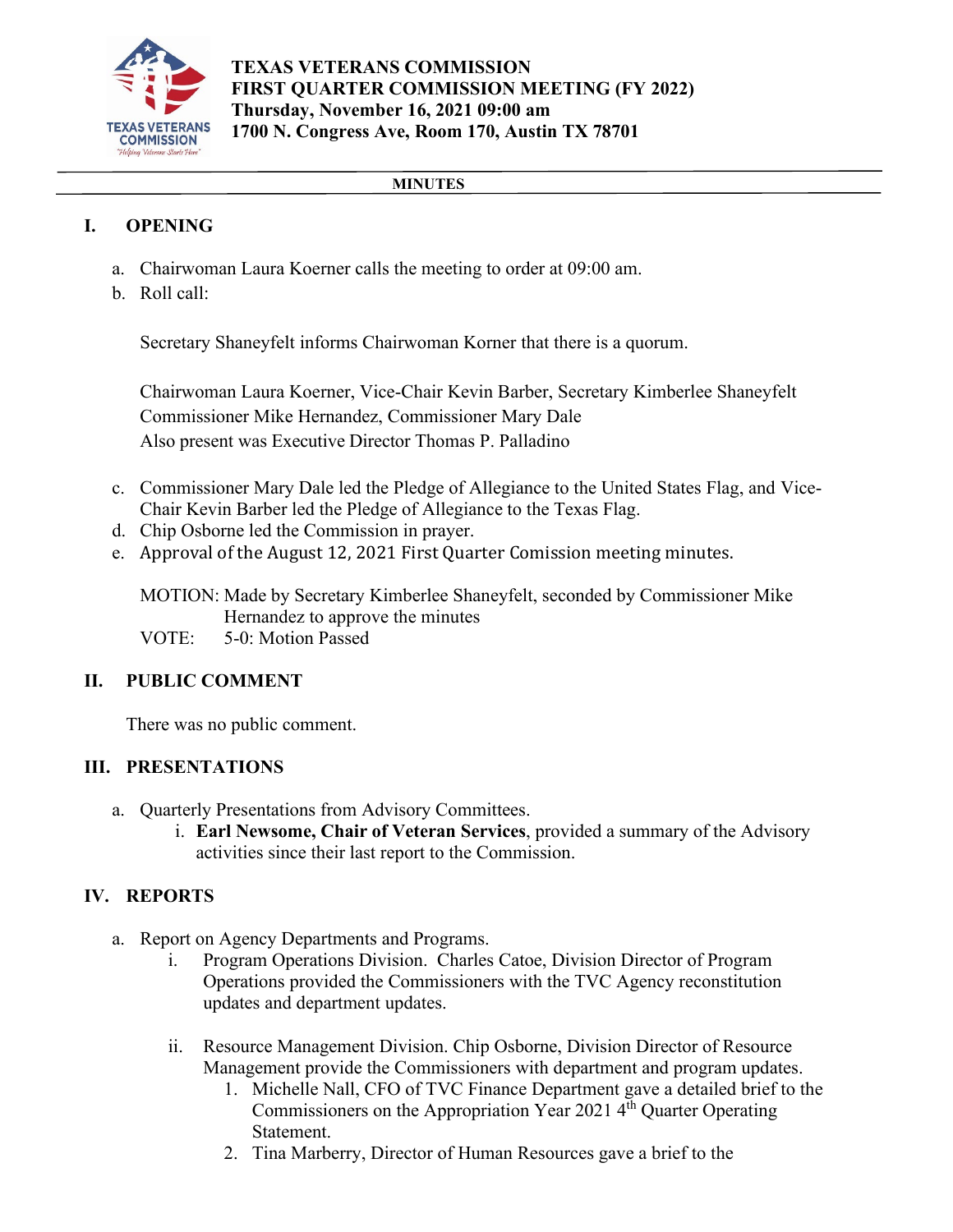**TEXAS VETERANS COMMISSION**
**FIRST QUARTER COMMISSION MEETING (FY 2022)**
**Thursday, November 16, 2021 09:00 am**
**1700 N. Congress Ave, Room 170, Austin TX 78701**

**MINUTES**

## I. OPENING

a. Chairwoman Laura Koerner calls the meeting to order at 09:00 am.

b. Roll call:

   Secretary Shaneyfelt informs Chairwoman Korner that there is a quorum.

   Chairwoman Laura Koerner, Vice-Chair Kevin Barber, Secretary Kimberlee Shaneyfelt
   Commissioner Mike Hernandez, Commissioner Mary Dale
   Also present was Executive Director Thomas P. Palladino

c. Commissioner Mary Dale led the Pledge of Allegiance to the United States Flag, and Vice-Chair Kevin Barber led the Pledge of Allegiance to the Texas Flag.

d. Chip Osborne led the Commission in prayer.

e. Approval of the August 12, 2021 First Quarter Comission meeting minutes.

   MOTION: Made by Secretary Kimberlee Shaneyfelt, seconded by Commissioner Mike Hernandez to approve the minutes
   VOTE: 5-0: Motion Passed

## II. PUBLIC COMMENT

There was no public comment.

## III. PRESENTATIONS

a. Quarterly Presentations from Advisory Committees.
   i. **Earl Newsome, Chair of Veteran Services**, provided a summary of the Advisory activities since their last report to the Commission.

## IV. REPORTS

a. Report on Agency Departments and Programs.
   i. Program Operations Division. Charles Catoe, Division Director of Program Operations provided the Commissioners with the TVC Agency reconstitution updates and department updates.

   ii. Resource Management Division. Chip Osborne, Division Director of Resource Management provide the Commissioners with department and program updates.
      1. Michelle Nall, CFO of TVC Finance Department gave a detailed brief to the Commissioners on the Appropriation Year 2021 4th Quarter Operating Statement.
      2. Tina Marberry, Director of Human Resources gave a brief to the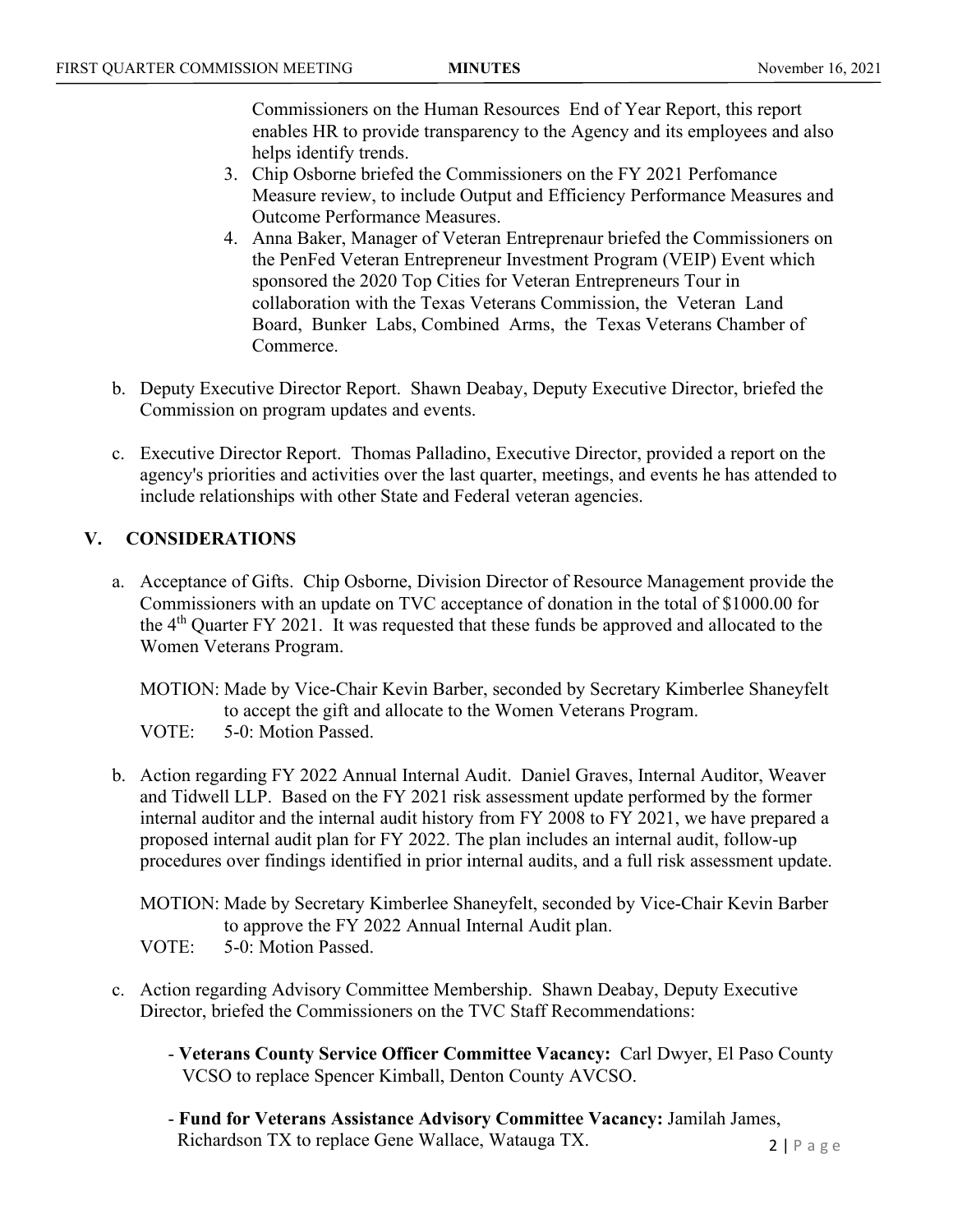Commissioners on the Human Resources End of Year Report, this report enables HR to provide transparency to the Agency and its employees and also helps identify trends.

3. Chip Osborne briefed the Commissioners on the FY 2021 Perfomance Measure review, to include Output and Efficiency Performance Measures and Outcome Performance Measures.
4. Anna Baker, Manager of Veteran Entreprenaur briefed the Commissioners on the PenFed Veteran Entrepreneur Investment Program (VEIP) Event which sponsored the 2020 Top Cities for Veteran Entrepreneurs Tour in collaboration with the Texas Veterans Commission, the Veteran Land Board, Bunker Labs, Combined Arms, the Texas Veterans Chamber of Commerce.

b. Deputy Executive Director Report. Shawn Deabay, Deputy Executive Director, briefed the Commission on program updates and events.

c. Executive Director Report. Thomas Palladino, Executive Director, provided a report on the agency's priorities and activities over the last quarter, meetings, and events he has attended to include relationships with other State and Federal veteran agencies.

## V. CONSIDERATIONS

a. Acceptance of Gifts. Chip Osborne, Division Director of Resource Management provide the Commissioners with an update on TVC acceptance of donation in the total of $1000.00 for the 4th Quarter FY 2021. It was requested that these funds be approved and allocated to the Women Veterans Program.

MOTION: Made by Vice-Chair Kevin Barber, seconded by Secretary Kimberlee Shaneyfelt to accept the gift and allocate to the Women Veterans Program.
VOTE: 5-0: Motion Passed.

b. Action regarding FY 2022 Annual Internal Audit. Daniel Graves, Internal Auditor, Weaver and Tidwell LLP. Based on the FY 2021 risk assessment update performed by the former internal auditor and the internal audit history from FY 2008 to FY 2021, we have prepared a proposed internal audit plan for FY 2022. The plan includes an internal audit, follow-up procedures over findings identified in prior internal audits, and a full risk assessment update.

MOTION: Made by Secretary Kimberlee Shaneyfelt, seconded by Vice-Chair Kevin Barber to approve the FY 2022 Annual Internal Audit plan.
VOTE: 5-0: Motion Passed.

c. Action regarding Advisory Committee Membership. Shawn Deabay, Deputy Executive Director, briefed the Commissioners on the TVC Staff Recommendations:

- **Veterans County Service Officer Committee Vacancy:** Carl Dwyer, El Paso County VCSO to replace Spencer Kimball, Denton County AVCSO.

- **Fund for Veterans Assistance Advisory Committee Vacancy:** Jamilah James, Richardson TX to replace Gene Wallace, Watauga TX.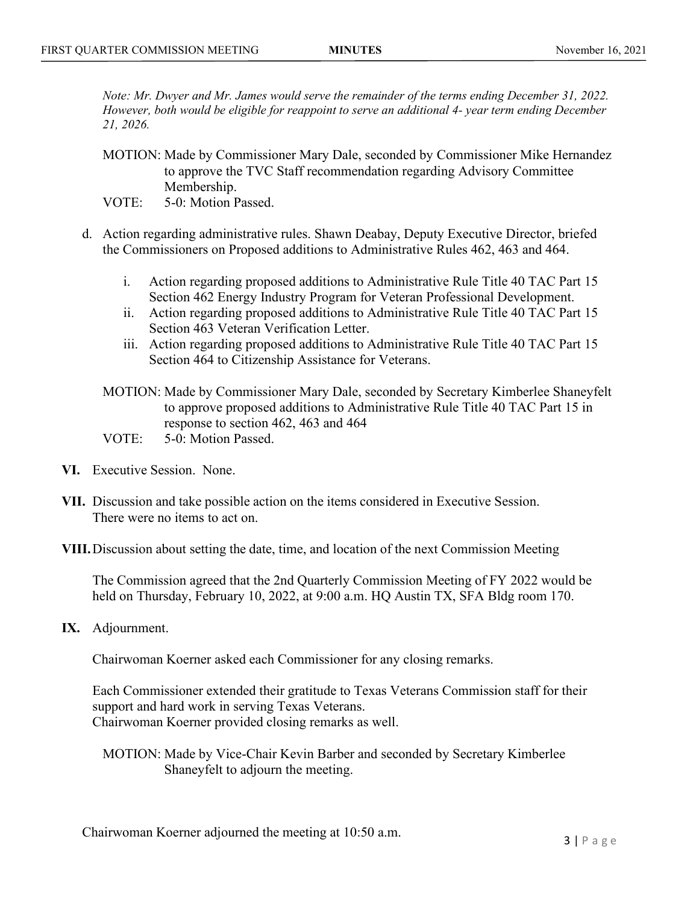*Note: Mr. Dwyer and Mr. James would serve the remainder of the terms ending December 31, 2022. However, both would be eligible for reappoint to serve an additional 4- year term ending December 21, 2026.*

MOTION: Made by Commissioner Mary Dale, seconded by Commissioner Mike Hernandez to approve the TVC Staff recommendation regarding Advisory Committee Membership.

VOTE: 5-0: Motion Passed.

d. Action regarding administrative rules. Shawn Deabay, Deputy Executive Director, briefed the Commissioners on Proposed additions to Administrative Rules 462, 463 and 464.

   i. Action regarding proposed additions to Administrative Rule Title 40 TAC Part 15 Section 462 Energy Industry Program for Veteran Professional Development.
   ii. Action regarding proposed additions to Administrative Rule Title 40 TAC Part 15 Section 463 Veteran Verification Letter.
   iii. Action regarding proposed additions to Administrative Rule Title 40 TAC Part 15 Section 464 to Citizenship Assistance for Veterans.

MOTION: Made by Commissioner Mary Dale, seconded by Secretary Kimberlee Shaneyfelt to approve proposed additions to Administrative Rule Title 40 TAC Part 15 in response to section 462, 463 and 464

VOTE: 5-0: Motion Passed.

**VI.** Executive Session. None.

**VII.** Discussion and take possible action on the items considered in Executive Session. There were no items to act on.

**VIII.** Discussion about setting the date, time, and location of the next Commission Meeting

The Commission agreed that the 2nd Quarterly Commission Meeting of FY 2022 would be held on Thursday, February 10, 2022, at 9:00 a.m. HQ Austin TX, SFA Bldg room 170.

**IX.** Adjournment.

Chairwoman Koerner asked each Commissioner for any closing remarks.

Each Commissioner extended their gratitude to Texas Veterans Commission staff for their support and hard work in serving Texas Veterans.
Chairwoman Koerner provided closing remarks as well.

MOTION: Made by Vice-Chair Kevin Barber and seconded by Secretary Kimberlee Shaneyfelt to adjourn the meeting.

Chairwoman Koerner adjourned the meeting at 10:50 a.m.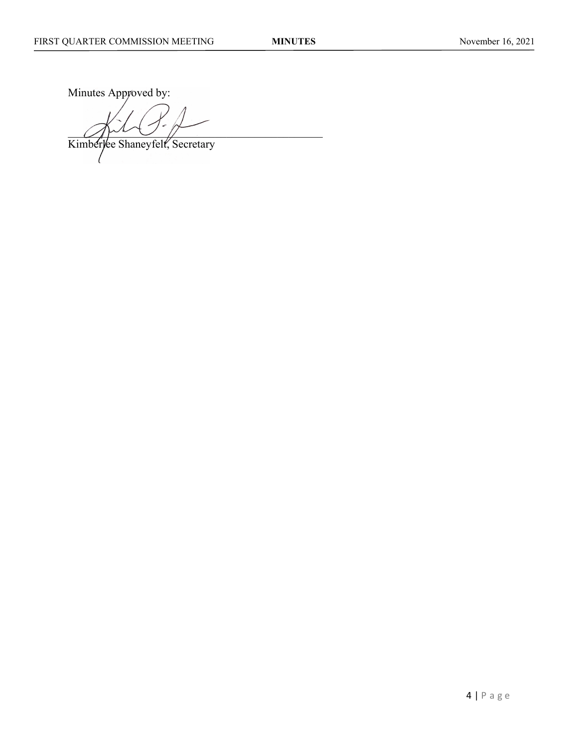Minutes Approved by:

\_\_\_\_\_\_\_\_\_\_\_\_\_\_\_\_\_\_\_\_\_\_\_\_\_\_\_\_\_\_\_\_\_\_\_\_\_\_\_\_

Kimberlee Shaneyfelt, Secretary